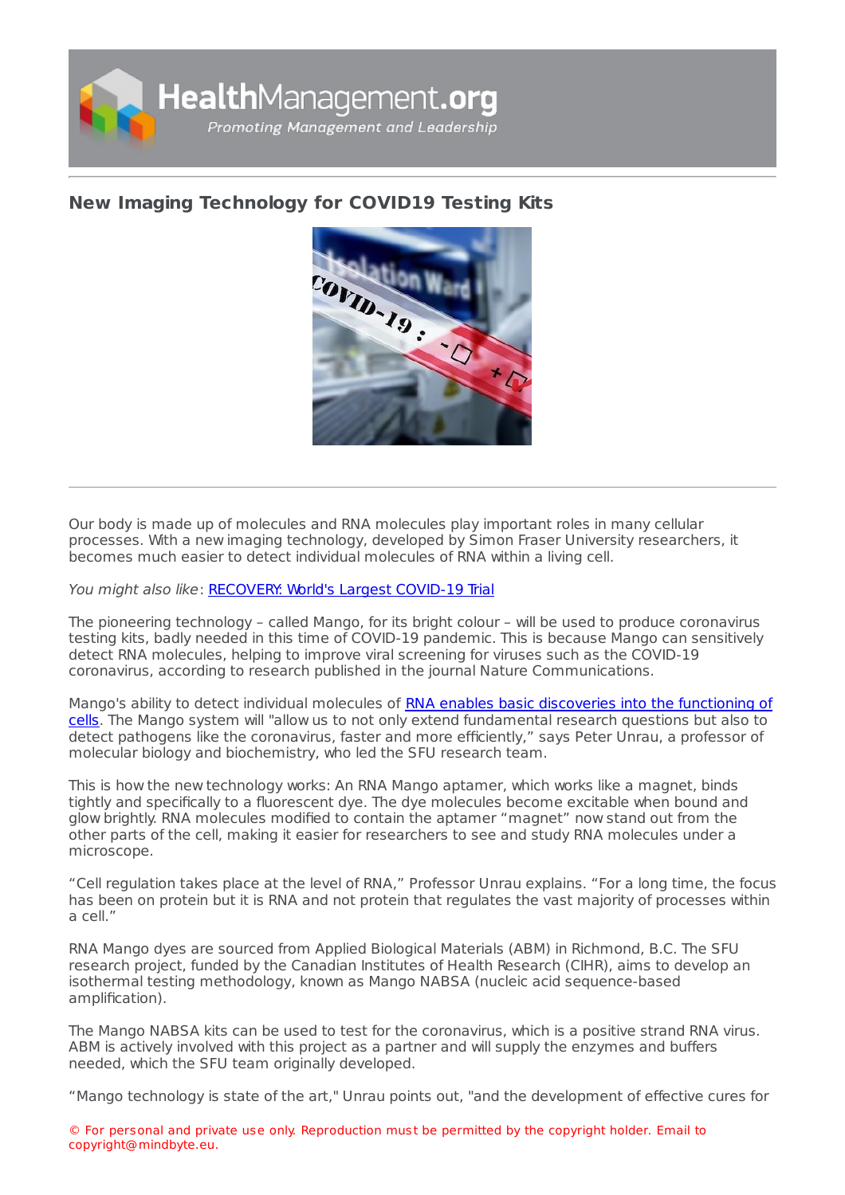# New Imaging Technology for COVID19 Testing Kits

Our body is made up of molecules and RNA molecules play important roles in many cellular processes. With a new imaging technology, developed by Simon Fraser University researchers, it becomes much easier to detect individual molecules of RNA within a living cell.

*You might also like*: [RECOVERY: World's Largest COVID-19 Trial]

The pioneering technology – called Mango, for its bright colour – will be used to produce coronavirus testing kits, badly needed in this time of COVID-19 pandemic. This is because Mango can sensitively detect RNA molecules, helping to improve viral screening for viruses such as the COVID-19 coronavirus, according to research published in the journal Nature Communications.

Mango's ability to detect individual molecules of [RNA enables basic discoveries into the functioning of cells]. The Mango system will "allow us to not only extend fundamental research questions but also to detect pathogens like the coronavirus, faster and more efficiently," says Peter Unrau, a professor of molecular biology and biochemistry, who led the SFU research team.

This is how the new technology works: An RNA Mango aptamer, which works like a magnet, binds tightly and specifically to a fluorescent dye. The dye molecules become excitable when bound and glow brightly. RNA molecules modified to contain the aptamer "magnet" now stand out from the other parts of the cell, making it easier for researchers to see and study RNA molecules under a microscope.

"Cell regulation takes place at the level of RNA," Professor Unrau explains. "For a long time, the focus has been on protein but it is RNA and not protein that regulates the vast majority of processes within a cell."

RNA Mango dyes are sourced from Applied Biological Materials (ABM) in Richmond, B.C. The SFU research project, funded by the Canadian Institutes of Health Research (CIHR), aims to develop an isothermal testing methodology, known as Mango NABSA (nucleic acid sequence-based amplification).

The Mango NABSA kits can be used to test for the coronavirus, which is a positive strand RNA virus. ABM is actively involved with this project as a partner and will supply the enzymes and buffers needed, which the SFU team originally developed.

"Mango technology is state of the art," Unrau points out, "and the development of effective cures for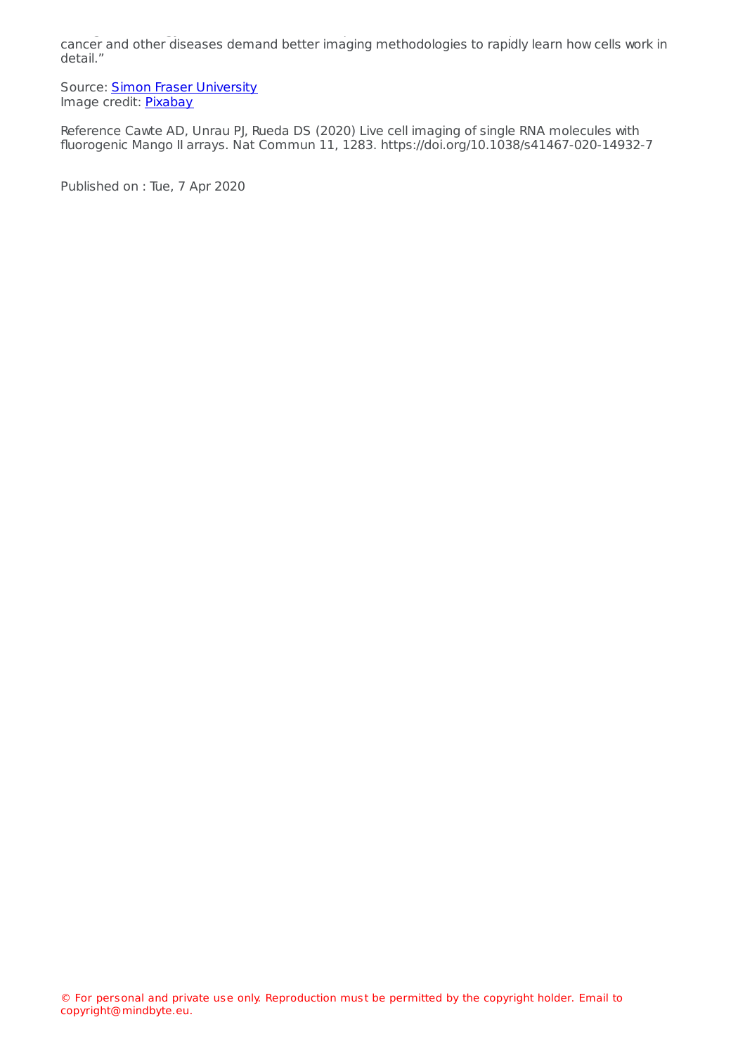cancer and other diseases demand better imaging methodologies to rapidly learn how cells work in detail."

Source: Simon Fraser University
Image credit: Pixabay

Reference Cawte AD, Unrau PJ, Rueda DS (2020) Live cell imaging of single RNA molecules with fluorogenic Mango II arrays. Nat Commun 11, 1283. https://doi.org/10.1038/s41467-020-14932-7

Published on : Tue, 7 Apr 2020

© For personal and private use only. Reproduction must be permitted by the copyright holder. Email to copyright@mindbyte.eu.